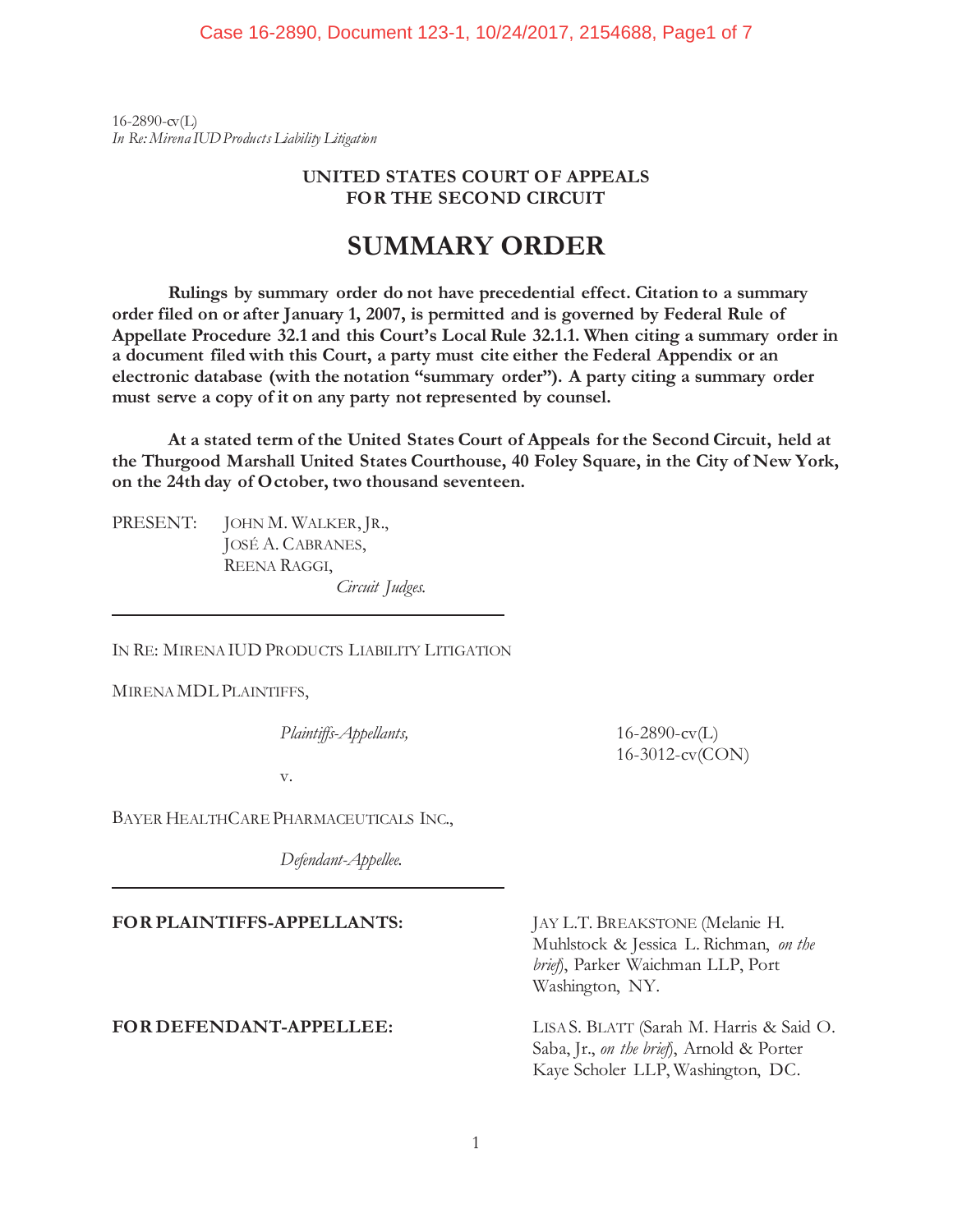16-2890-cv(L)
*In Re: Mirena IUD Products Liability Litigation*

**UNITED STATES COURT OF APPEALS**
**FOR THE SECOND CIRCUIT**

# SUMMARY ORDER

**Rulings by summary order do not have precedential effect. Citation to a summary order filed on or after January 1, 2007, is permitted and is governed by Federal Rule of Appellate Procedure 32.1 and this Court's Local Rule 32.1.1. When citing a summary order in a document filed with this Court, a party must cite either the Federal Appendix or an electronic database (with the notation "summary order"). A party citing a summary order must serve a copy of it on any party not represented by counsel.**

**At a stated term of the United States Court of Appeals for the Second Circuit, held at the Thurgood Marshall United States Courthouse, 40 Foley Square, in the City of New York, on the 24th day of October, two thousand seventeen.**

PRESENT: JOHN M. WALKER, JR.,
JOSÉ A. CABRANES,
REENA RAGGI,
*Circuit Judges.*

---

IN RE: MIRENA IUD PRODUCTS LIABILITY LITIGATION

MIRENA MDL PLAINTIFFS,

*Plaintiffs-Appellants,*

16-2890-cv(L)
16-3012-cv(CON)

v.

BAYER HEALTHCARE PHARMACEUTICALS INC.,

*Defendant-Appellee.*

---

**FOR PLAINTIFFS-APPELLANTS:** JAY L.T. BREAKSTONE (Melanie H. Muhlstock & Jessica L. Richman, *on the brief*), Parker Waichman LLP, Port Washington, NY.

**FOR DEFENDANT-APPELLEE:** LISA S. BLATT (Sarah M. Harris & Said O. Saba, Jr., *on the brief*), Arnold & Porter Kaye Scholer LLP, Washington, DC.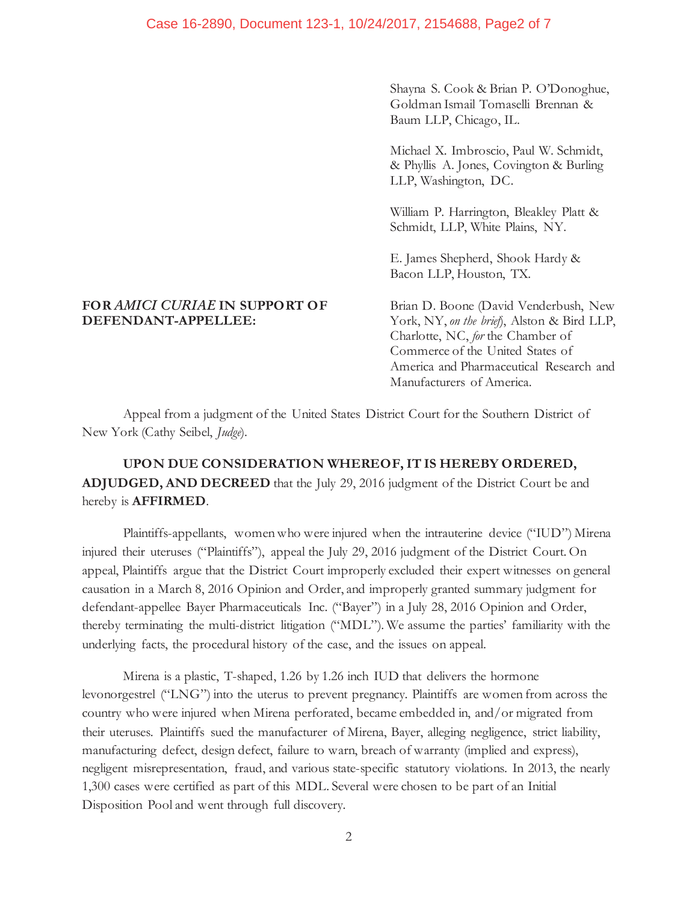Shayna S. Cook & Brian P. O'Donoghue, Goldman Ismail Tomaselli Brennan & Baum LLP, Chicago, IL.

Michael X. Imbroscio, Paul W. Schmidt, & Phyllis A. Jones, Covington & Burling LLP, Washington, DC.

William P. Harrington, Bleakley Platt & Schmidt, LLP, White Plains, NY.

E. James Shepherd, Shook Hardy & Bacon LLP, Houston, TX.

**FOR *AMICI CURIAE* IN SUPPORT OF DEFENDANT-APPELLEE:**

Brian D. Boone (David Venderbush, New York, NY, *on the brief*), Alston & Bird LLP, Charlotte, NC, *for* the Chamber of Commerce of the United States of America and Pharmaceutical Research and Manufacturers of America.

Appeal from a judgment of the United States District Court for the Southern District of New York (Cathy Seibel, *Judge*).

**UPON DUE CONSIDERATION WHEREOF, IT IS HEREBY ORDERED, ADJUDGED, AND DECREED** that the July 29, 2016 judgment of the District Court be and hereby is **AFFIRMED**.

Plaintiffs-appellants, women who were injured when the intrauterine device ("IUD") Mirena injured their uteruses ("Plaintiffs"), appeal the July 29, 2016 judgment of the District Court. On appeal, Plaintiffs argue that the District Court improperly excluded their expert witnesses on general causation in a March 8, 2016 Opinion and Order, and improperly granted summary judgment for defendant-appellee Bayer Pharmaceuticals Inc. ("Bayer") in a July 28, 2016 Opinion and Order, thereby terminating the multi-district litigation ("MDL"). We assume the parties' familiarity with the underlying facts, the procedural history of the case, and the issues on appeal.

Mirena is a plastic, T-shaped, 1.26 by 1.26 inch IUD that delivers the hormone levonorgestrel ("LNG") into the uterus to prevent pregnancy. Plaintiffs are women from across the country who were injured when Mirena perforated, became embedded in, and/or migrated from their uteruses. Plaintiffs sued the manufacturer of Mirena, Bayer, alleging negligence, strict liability, manufacturing defect, design defect, failure to warn, breach of warranty (implied and express), negligent misrepresentation, fraud, and various state-specific statutory violations. In 2013, the nearly 1,300 cases were certified as part of this MDL. Several were chosen to be part of an Initial Disposition Pool and went through full discovery.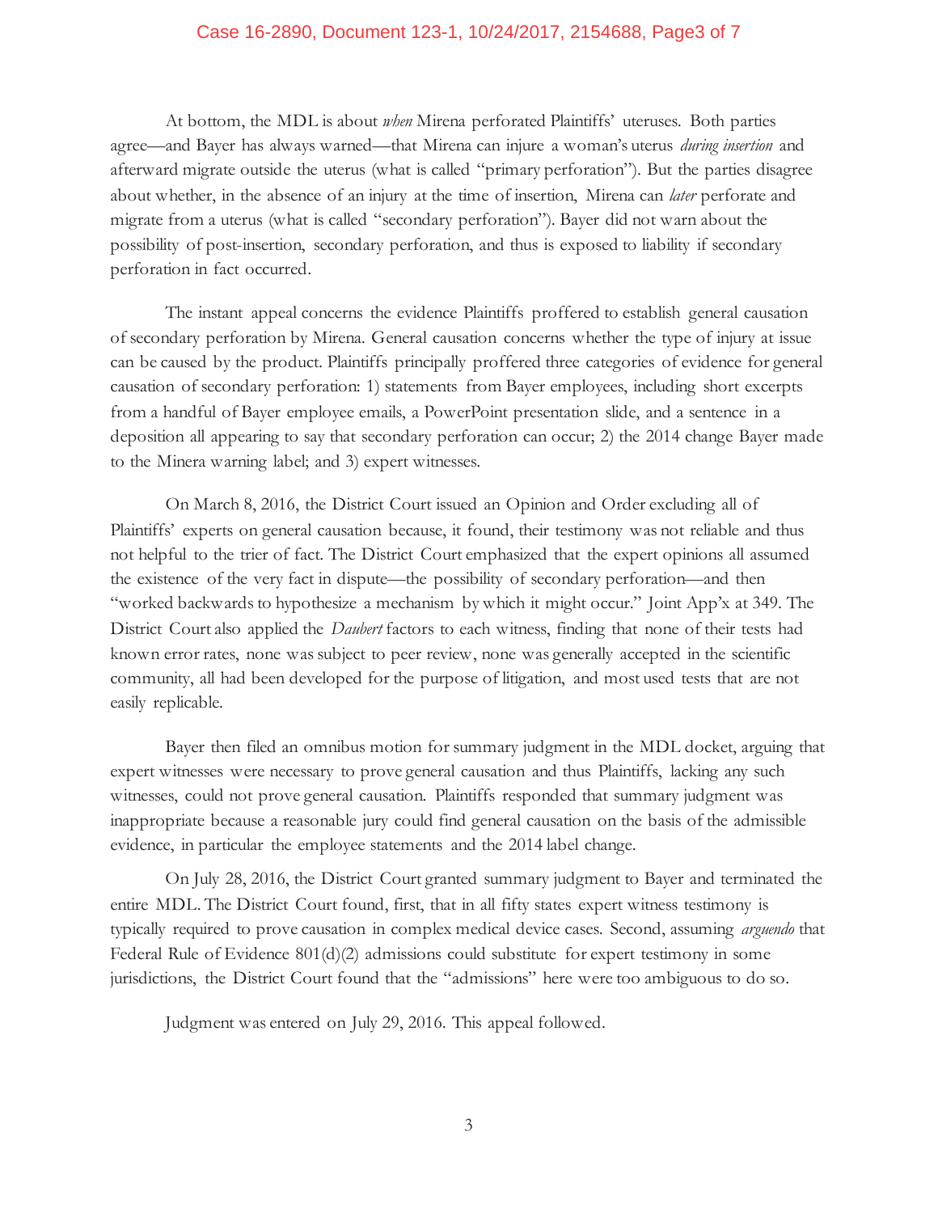At bottom, the MDL is about *when* Mirena perforated Plaintiffs' uteruses. Both parties agree—and Bayer has always warned—that Mirena can injure a woman's uterus *during insertion* and afterward migrate outside the uterus (what is called "primary perforation"). But the parties disagree about whether, in the absence of an injury at the time of insertion, Mirena can *later* perforate and migrate from a uterus (what is called "secondary perforation"). Bayer did not warn about the possibility of post-insertion, secondary perforation, and thus is exposed to liability if secondary perforation in fact occurred.

The instant appeal concerns the evidence Plaintiffs proffered to establish general causation of secondary perforation by Mirena. General causation concerns whether the type of injury at issue can be caused by the product. Plaintiffs principally proffered three categories of evidence for general causation of secondary perforation: 1) statements from Bayer employees, including short excerpts from a handful of Bayer employee emails, a PowerPoint presentation slide, and a sentence in a deposition all appearing to say that secondary perforation can occur; 2) the 2014 change Bayer made to the Minera warning label; and 3) expert witnesses.

On March 8, 2016, the District Court issued an Opinion and Order excluding all of Plaintiffs' experts on general causation because, it found, their testimony was not reliable and thus not helpful to the trier of fact. The District Court emphasized that the expert opinions all assumed the existence of the very fact in dispute—the possibility of secondary perforation—and then "worked backwards to hypothesize a mechanism by which it might occur." Joint App'x at 349. The District Court also applied the *Daubert* factors to each witness, finding that none of their tests had known error rates, none was subject to peer review, none was generally accepted in the scientific community, all had been developed for the purpose of litigation, and most used tests that are not easily replicable.

Bayer then filed an omnibus motion for summary judgment in the MDL docket, arguing that expert witnesses were necessary to prove general causation and thus Plaintiffs, lacking any such witnesses, could not prove general causation. Plaintiffs responded that summary judgment was inappropriate because a reasonable jury could find general causation on the basis of the admissible evidence, in particular the employee statements and the 2014 label change.

On July 28, 2016, the District Court granted summary judgment to Bayer and terminated the entire MDL. The District Court found, first, that in all fifty states expert witness testimony is typically required to prove causation in complex medical device cases. Second, assuming *arguendo* that Federal Rule of Evidence 801(d)(2) admissions could substitute for expert testimony in some jurisdictions, the District Court found that the "admissions" here were too ambiguous to do so.

Judgment was entered on July 29, 2016. This appeal followed.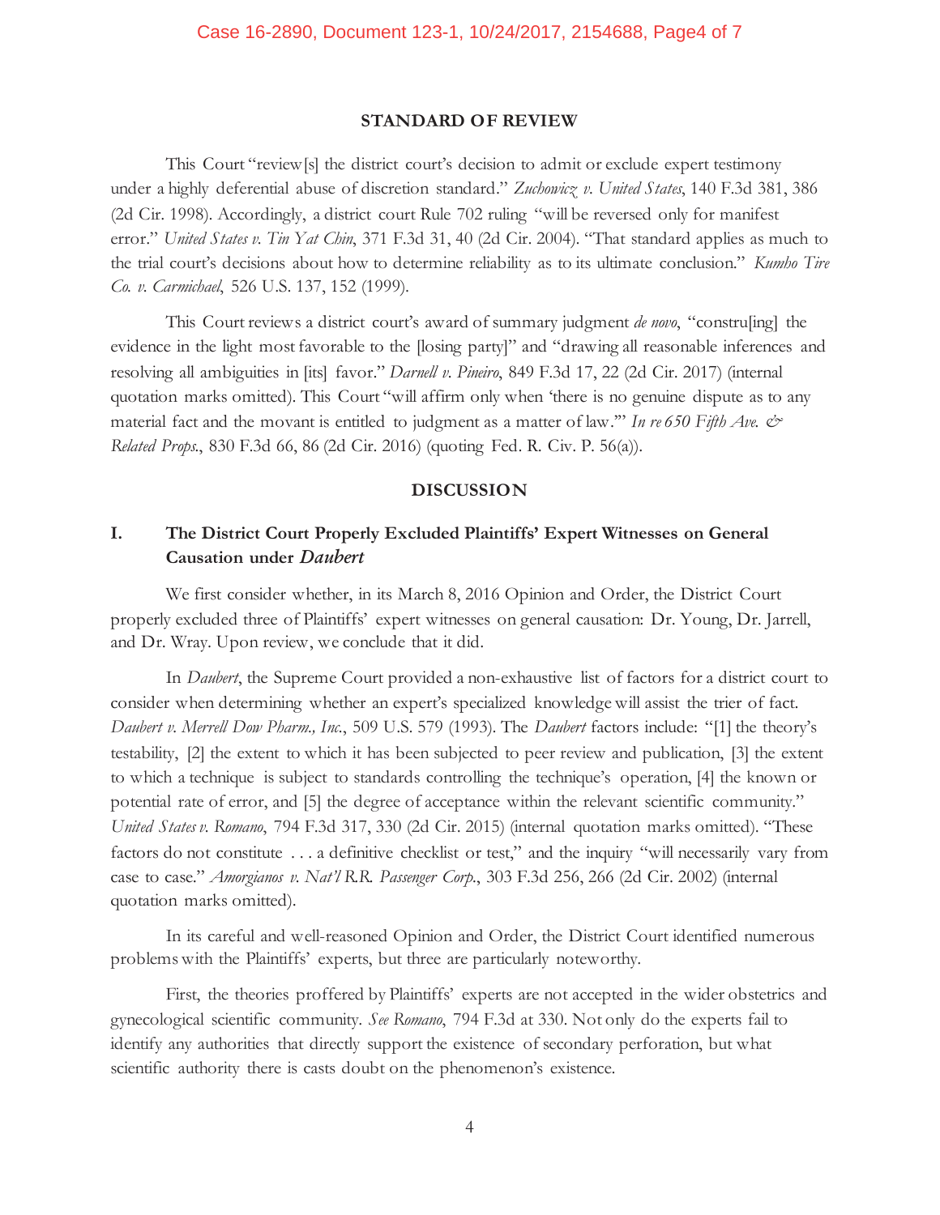## STANDARD OF REVIEW

This Court "review[s] the district court's decision to admit or exclude expert testimony under a highly deferential abuse of discretion standard." *Zuchowicz v. United States*, 140 F.3d 381, 386 (2d Cir. 1998). Accordingly, a district court Rule 702 ruling "will be reversed only for manifest error." *United States v. Tin Yat Chin*, 371 F.3d 31, 40 (2d Cir. 2004). "That standard applies as much to the trial court's decisions about how to determine reliability as to its ultimate conclusion." *Kumho Tire Co. v. Carmichael*, 526 U.S. 137, 152 (1999).

This Court reviews a district court's award of summary judgment *de novo*, "constru[ing] the evidence in the light most favorable to the [losing party]" and "drawing all reasonable inferences and resolving all ambiguities in [its] favor." *Darnell v. Pineiro*, 849 F.3d 17, 22 (2d Cir. 2017) (internal quotation marks omitted). This Court "will affirm only when 'there is no genuine dispute as to any material fact and the movant is entitled to judgment as a matter of law.'" *In re 650 Fifth Ave. & Related Props.*, 830 F.3d 66, 86 (2d Cir. 2016) (quoting Fed. R. Civ. P. 56(a)).

## DISCUSSION

### I. The District Court Properly Excluded Plaintiffs' Expert Witnesses on General Causation under *Daubert*

We first consider whether, in its March 8, 2016 Opinion and Order, the District Court properly excluded three of Plaintiffs' expert witnesses on general causation: Dr. Young, Dr. Jarrell, and Dr. Wray. Upon review, we conclude that it did.

In *Daubert*, the Supreme Court provided a non-exhaustive list of factors for a district court to consider when determining whether an expert's specialized knowledge will assist the trier of fact. *Daubert v. Merrell Dow Pharm., Inc.*, 509 U.S. 579 (1993). The *Daubert* factors include: "[1] the theory's testability, [2] the extent to which it has been subjected to peer review and publication, [3] the extent to which a technique is subject to standards controlling the technique's operation, [4] the known or potential rate of error, and [5] the degree of acceptance within the relevant scientific community." *United States v. Romano*, 794 F.3d 317, 330 (2d Cir. 2015) (internal quotation marks omitted). "These factors do not constitute . . . a definitive checklist or test," and the inquiry "will necessarily vary from case to case." *Amorgianos v. Nat'l R.R. Passenger Corp.*, 303 F.3d 256, 266 (2d Cir. 2002) (internal quotation marks omitted).

In its careful and well-reasoned Opinion and Order, the District Court identified numerous problems with the Plaintiffs' experts, but three are particularly noteworthy.

First, the theories proffered by Plaintiffs' experts are not accepted in the wider obstetrics and gynecological scientific community. *See Romano*, 794 F.3d at 330. Not only do the experts fail to identify any authorities that directly support the existence of secondary perforation, but what scientific authority there is casts doubt on the phenomenon's existence.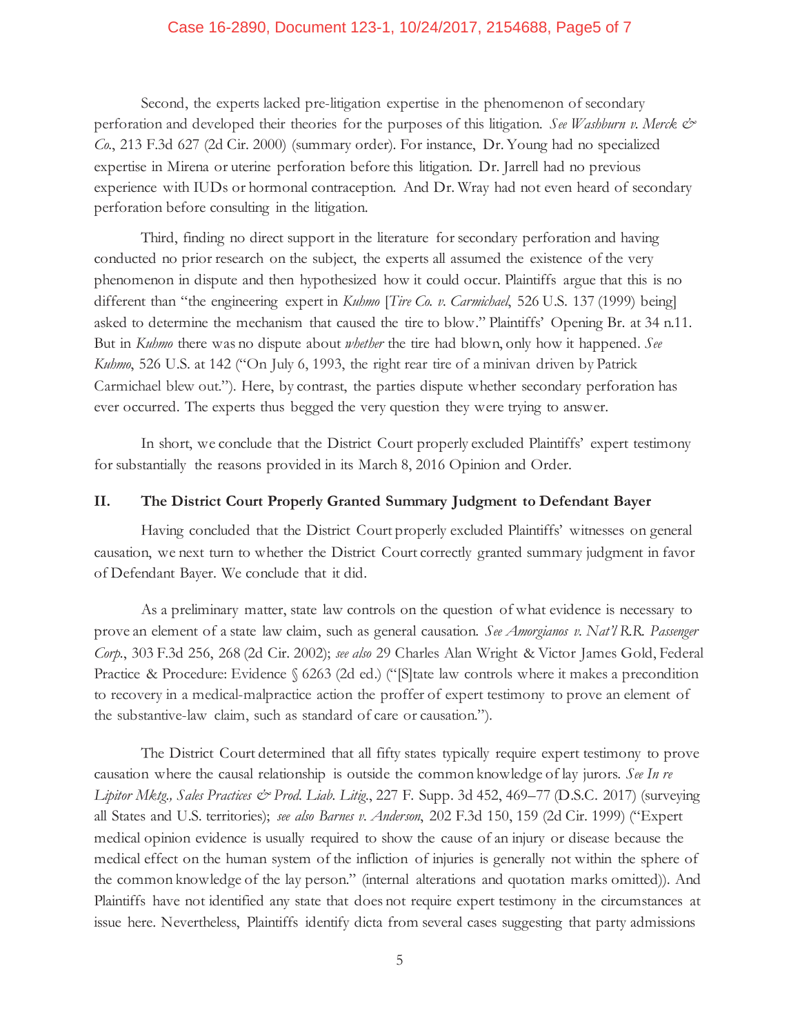Second, the experts lacked pre-litigation expertise in the phenomenon of secondary perforation and developed their theories for the purposes of this litigation. *See Washburn v. Merck & Co.*, 213 F.3d 627 (2d Cir. 2000) (summary order). For instance, Dr. Young had no specialized expertise in Mirena or uterine perforation before this litigation. Dr. Jarrell had no previous experience with IUDs or hormonal contraception. And Dr. Wray had not even heard of secondary perforation before consulting in the litigation.

Third, finding no direct support in the literature for secondary perforation and having conducted no prior research on the subject, the experts all assumed the existence of the very phenomenon in dispute and then hypothesized how it could occur. Plaintiffs argue that this is no different than "the engineering expert in *Kuhmo* [*Tire Co. v. Carmichael*, 526 U.S. 137 (1999) being] asked to determine the mechanism that caused the tire to blow." Plaintiffs' Opening Br. at 34 n.11. But in *Kuhmo* there was no dispute about *whether* the tire had blown, only how it happened. *See Kuhmo*, 526 U.S. at 142 ("On July 6, 1993, the right rear tire of a minivan driven by Patrick Carmichael blew out."). Here, by contrast, the parties dispute whether secondary perforation has ever occurred. The experts thus begged the very question they were trying to answer.

In short, we conclude that the District Court properly excluded Plaintiffs' expert testimony for substantially the reasons provided in its March 8, 2016 Opinion and Order.

## II. The District Court Properly Granted Summary Judgment to Defendant Bayer

Having concluded that the District Court properly excluded Plaintiffs' witnesses on general causation, we next turn to whether the District Court correctly granted summary judgment in favor of Defendant Bayer. We conclude that it did.

As a preliminary matter, state law controls on the question of what evidence is necessary to prove an element of a state law claim, such as general causation. *See Amorgianos v. Nat'l R.R. Passenger Corp.*, 303 F.3d 256, 268 (2d Cir. 2002); *see also* 29 Charles Alan Wright & Victor James Gold, Federal Practice & Procedure: Evidence § 6263 (2d ed.) ("[S]tate law controls where it makes a precondition to recovery in a medical-malpractice action the proffer of expert testimony to prove an element of the substantive-law claim, such as standard of care or causation.").

The District Court determined that all fifty states typically require expert testimony to prove causation where the causal relationship is outside the common knowledge of lay jurors. *See In re Lipitor Mktg., Sales Practices & Prod. Liab. Litig.*, 227 F. Supp. 3d 452, 469–77 (D.S.C. 2017) (surveying all States and U.S. territories); *see also Barnes v. Anderson*, 202 F.3d 150, 159 (2d Cir. 1999) ("Expert medical opinion evidence is usually required to show the cause of an injury or disease because the medical effect on the human system of the infliction of injuries is generally not within the sphere of the common knowledge of the lay person." (internal alterations and quotation marks omitted)). And Plaintiffs have not identified any state that does not require expert testimony in the circumstances at issue here. Nevertheless, Plaintiffs identify dicta from several cases suggesting that party admissions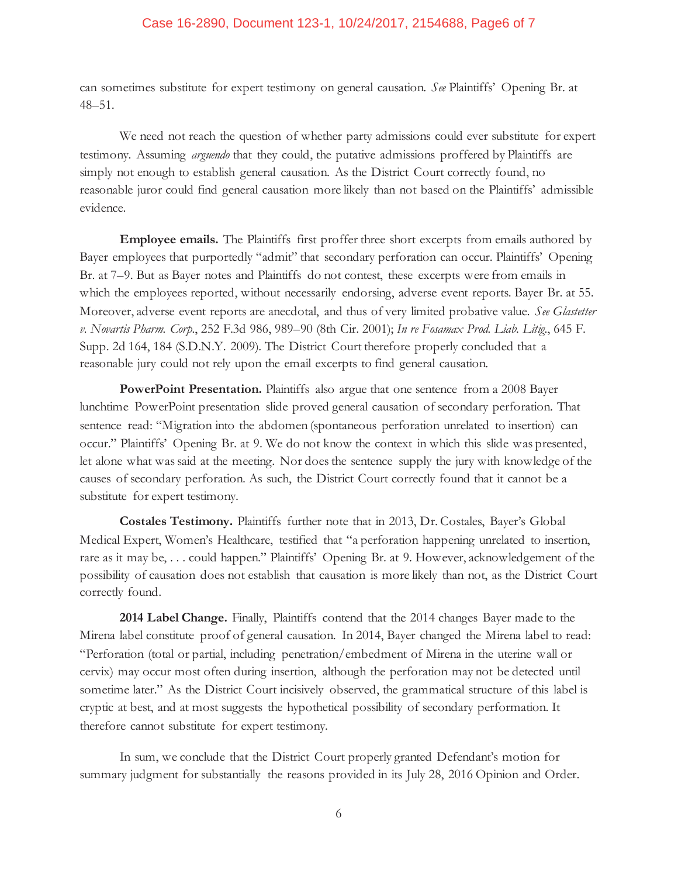can sometimes substitute for expert testimony on general causation. *See* Plaintiffs' Opening Br. at 48–51.

We need not reach the question of whether party admissions could ever substitute for expert testimony. Assuming *arguendo* that they could, the putative admissions proffered by Plaintiffs are simply not enough to establish general causation. As the District Court correctly found, no reasonable juror could find general causation more likely than not based on the Plaintiffs' admissible evidence.

**Employee emails.** The Plaintiffs first proffer three short excerpts from emails authored by Bayer employees that purportedly "admit" that secondary perforation can occur. Plaintiffs' Opening Br. at 7–9. But as Bayer notes and Plaintiffs do not contest, these excerpts were from emails in which the employees reported, without necessarily endorsing, adverse event reports. Bayer Br. at 55. Moreover, adverse event reports are anecdotal, and thus of very limited probative value. *See Glastetter v. Novartis Pharm. Corp.*, 252 F.3d 986, 989–90 (8th Cir. 2001); *In re Fosamax Prod. Liab. Litig.*, 645 F. Supp. 2d 164, 184 (S.D.N.Y. 2009). The District Court therefore properly concluded that a reasonable jury could not rely upon the email excerpts to find general causation.

**PowerPoint Presentation.** Plaintiffs also argue that one sentence from a 2008 Bayer lunchtime PowerPoint presentation slide proved general causation of secondary perforation. That sentence read: "Migration into the abdomen (spontaneous perforation unrelated to insertion) can occur." Plaintiffs' Opening Br. at 9. We do not know the context in which this slide was presented, let alone what was said at the meeting. Nor does the sentence supply the jury with knowledge of the causes of secondary perforation. As such, the District Court correctly found that it cannot be a substitute for expert testimony.

**Costales Testimony.** Plaintiffs further note that in 2013, Dr. Costales, Bayer's Global Medical Expert, Women's Healthcare, testified that "a perforation happening unrelated to insertion, rare as it may be, . . . could happen." Plaintiffs' Opening Br. at 9. However, acknowledgement of the possibility of causation does not establish that causation is more likely than not, as the District Court correctly found.

**2014 Label Change.** Finally, Plaintiffs contend that the 2014 changes Bayer made to the Mirena label constitute proof of general causation. In 2014, Bayer changed the Mirena label to read: "Perforation (total or partial, including penetration/embedment of Mirena in the uterine wall or cervix) may occur most often during insertion, although the perforation may not be detected until sometime later." As the District Court incisively observed, the grammatical structure of this label is cryptic at best, and at most suggests the hypothetical possibility of secondary performation. It therefore cannot substitute for expert testimony.

In sum, we conclude that the District Court properly granted Defendant's motion for summary judgment for substantially the reasons provided in its July 28, 2016 Opinion and Order.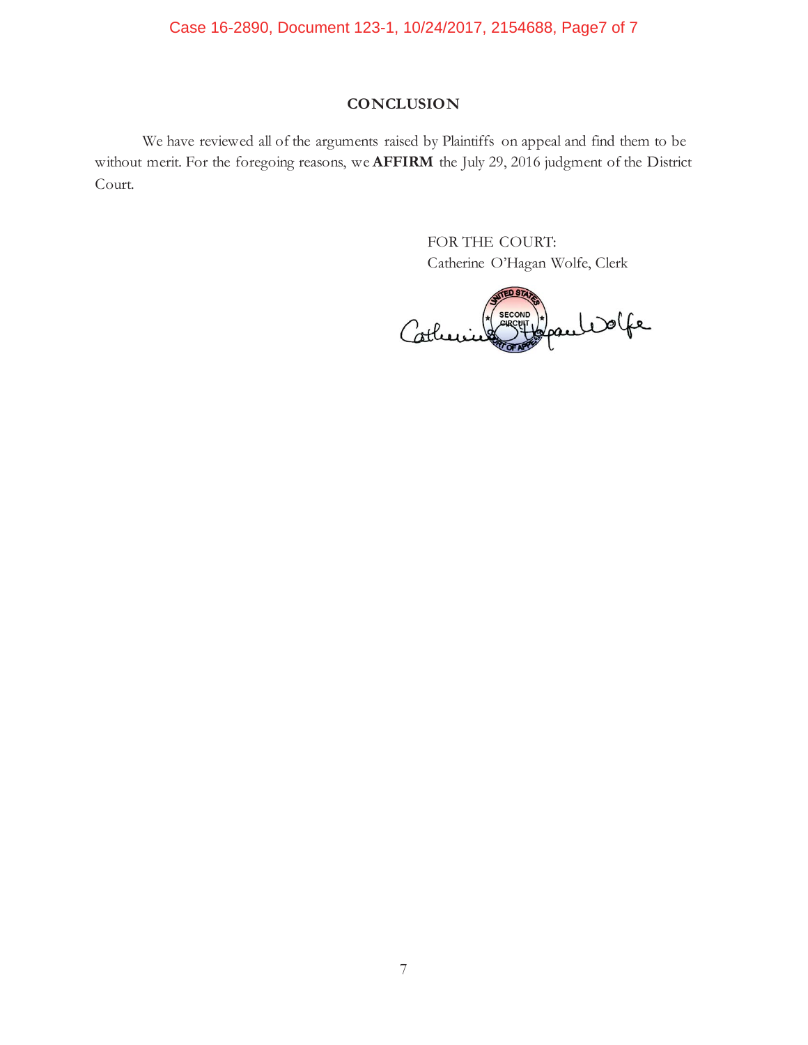## CONCLUSION

We have reviewed all of the arguments raised by Plaintiffs on appeal and find them to be without merit. For the foregoing reasons, we **AFFIRM** the July 29, 2016 judgment of the District Court.

FOR THE COURT:
Catherine O'Hagan Wolfe, Clerk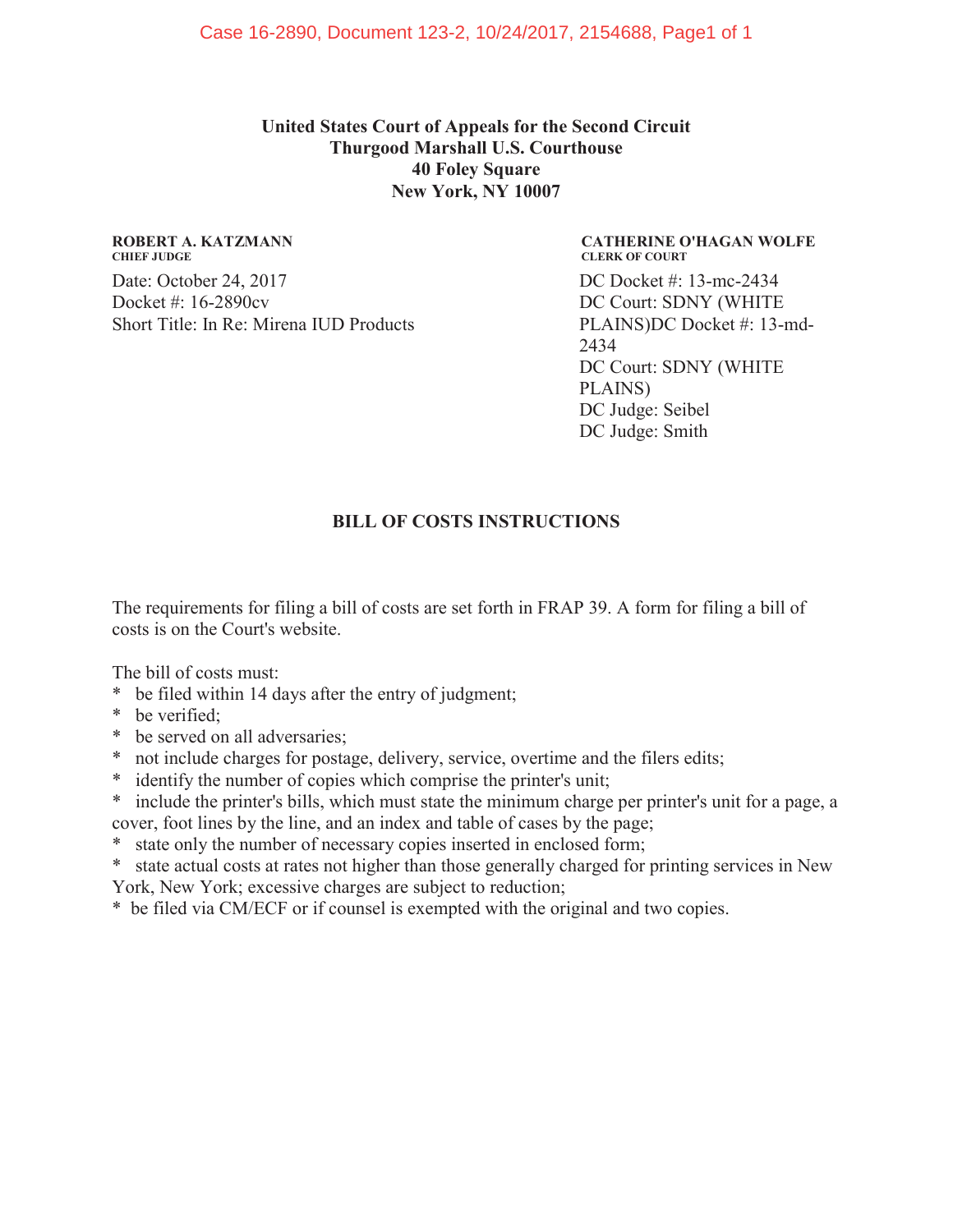**United States Court of Appeals for the Second Circuit**
**Thurgood Marshall U.S. Courthouse**
**40 Foley Square**
**New York, NY 10007**

**ROBERT A. KATZMANN**
**CHIEF JUDGE**

**CATHERINE O'HAGAN WOLFE**
**CLERK OF COURT**

Date: October 24, 2017
Docket #: 16-2890cv
Short Title: In Re: Mirena IUD Products

DC Docket #: 13-mc-2434
DC Court: SDNY (WHITE PLAINS)DC Docket #: 13-md-2434
DC Court: SDNY (WHITE PLAINS)
DC Judge: Seibel
DC Judge: Smith

## BILL OF COSTS INSTRUCTIONS

The requirements for filing a bill of costs are set forth in FRAP 39. A form for filing a bill of costs is on the Court's website.

The bill of costs must:

* be filed within 14 days after the entry of judgment;
* be verified;
* be served on all adversaries;
* not include charges for postage, delivery, service, overtime and the filers edits;
* identify the number of copies which comprise the printer's unit;
* include the printer's bills, which must state the minimum charge per printer's unit for a page, a cover, foot lines by the line, and an index and table of cases by the page;
* state only the number of necessary copies inserted in enclosed form;
* state actual costs at rates not higher than those generally charged for printing services in New York, New York; excessive charges are subject to reduction;
* be filed via CM/ECF or if counsel is exempted with the original and two copies.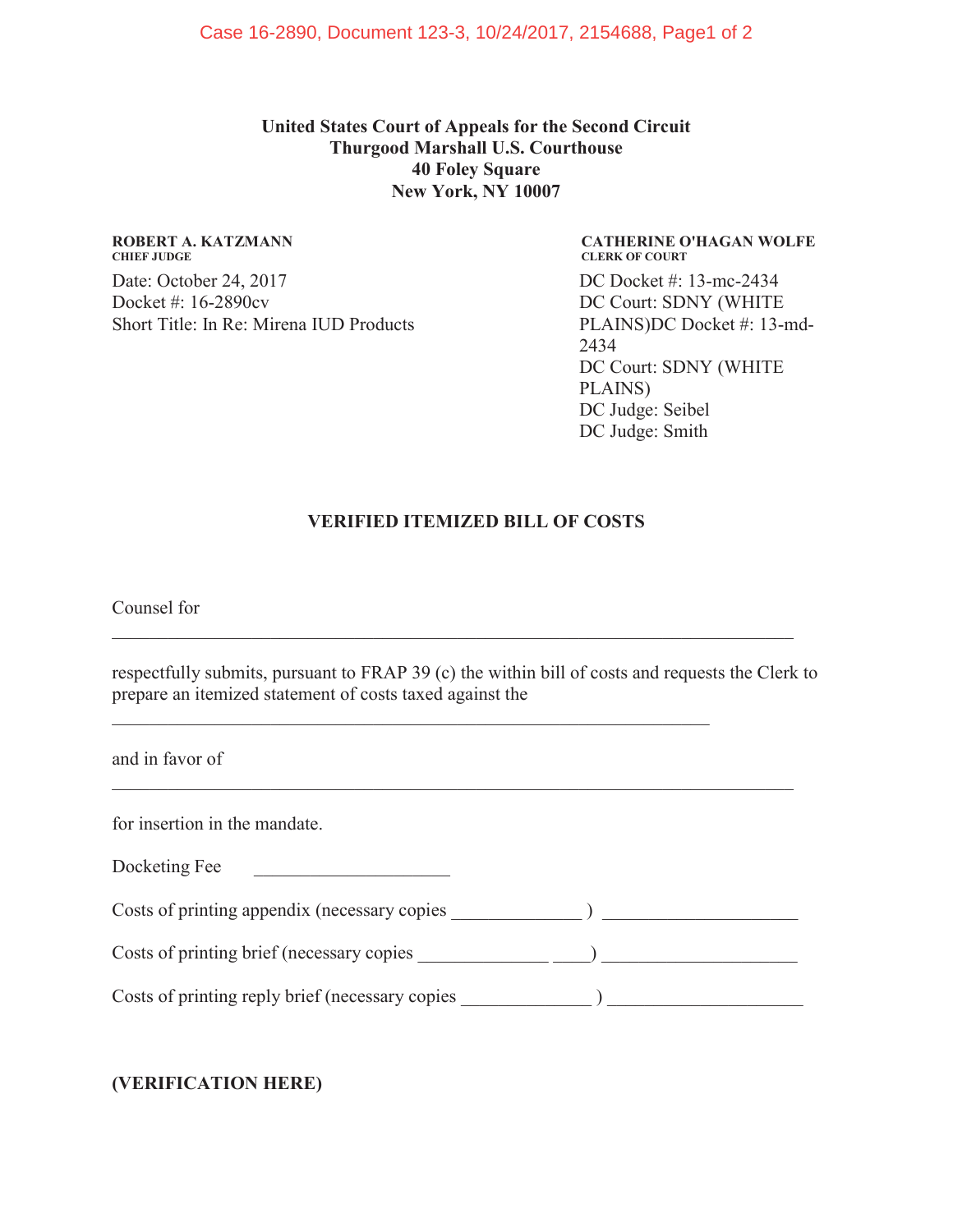**United States Court of Appeals for the Second Circuit**
**Thurgood Marshall U.S. Courthouse**
**40 Foley Square**
**New York, NY 10007**

**ROBERT A. KATZMANN**
**CHIEF JUDGE**

**CATHERINE O'HAGAN WOLFE**
**CLERK OF COURT**

Date: October 24, 2017
Docket #: 16-2890cv
Short Title: In Re: Mirena IUD Products

DC Docket #: 13-mc-2434
DC Court: SDNY (WHITE PLAINS)DC Docket #: 13-md-2434
DC Court: SDNY (WHITE PLAINS)
DC Judge: Seibel
DC Judge: Smith

## VERIFIED ITEMIZED BILL OF COSTS

Counsel for

_______________________________________________________________________

respectfully submits, pursuant to FRAP 39 (c) the within bill of costs and requests the Clerk to prepare an itemized statement of costs taxed against the

_______________________________________________________________

and in favor of

_______________________________________________________________________

for insertion in the mandate.

Docketing Fee _____________________

Costs of printing appendix (necessary copies ______________ ) ____________________

Costs of printing brief (necessary copies ______________ ____) ____________________

Costs of printing reply brief (necessary copies ______________ ) ____________________

**(VERIFICATION HERE)**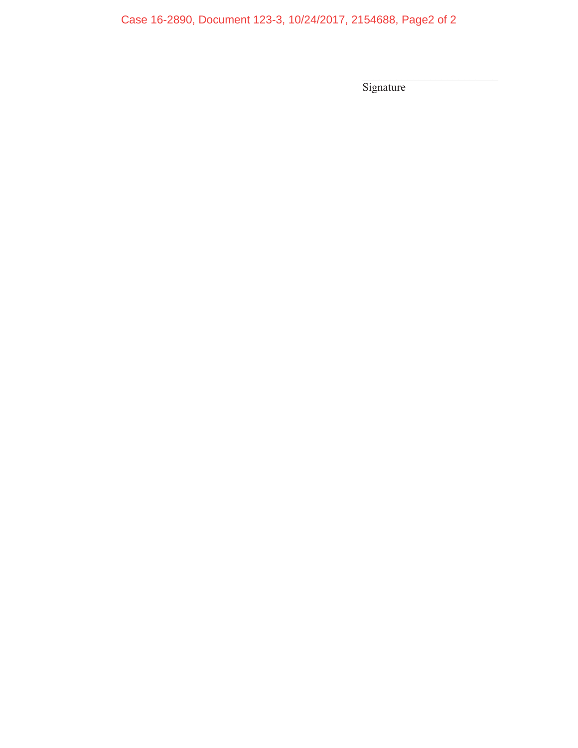Signature